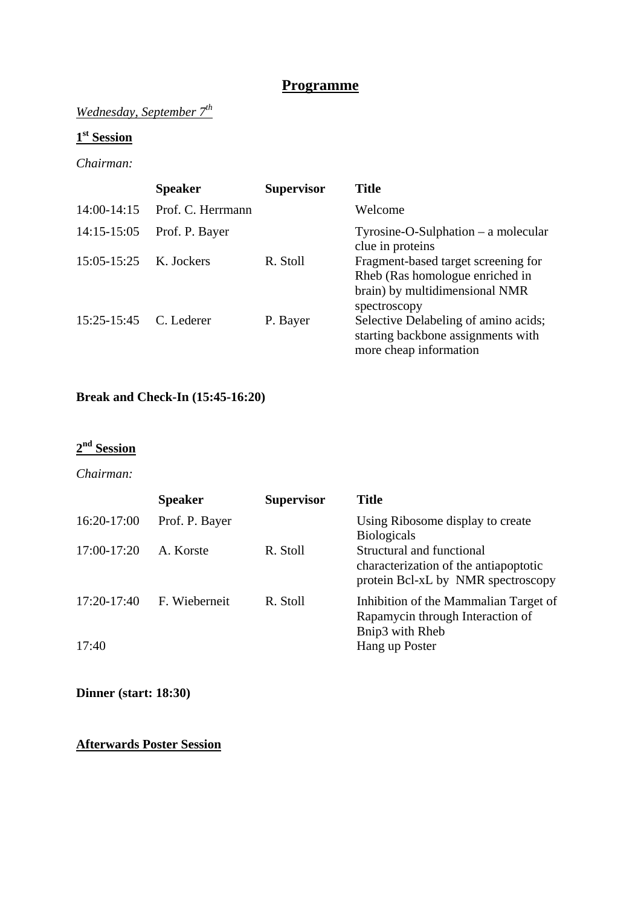# Programme

*Wednesday, September 7th*

## 1st Session

*Chairman:*

| | Speaker | Supervisor | Title |
|---|---|---|---|
| 14:00-14:15 | Prof. C. Herrmann | | Welcome |
| 14:15-15:05 | Prof. P. Bayer | | Tyrosine-O-Sulphation – a molecular clue in proteins |
| 15:05-15:25 | K. Jockers | R. Stoll | Fragment-based target screening for Rheb (Ras homologue enriched in brain) by multidimensional NMR spectroscopy |
| 15:25-15:45 | C. Lederer | P. Bayer | Selective Delabeling of amino acids; starting backbone assignments with more cheap information |

**Break and Check-In (15:45-16:20)**

## 2nd Session

*Chairman:*

| | Speaker | Supervisor | Title |
|---|---|---|---|
| 16:20-17:00 | Prof. P. Bayer | | Using Ribosome display to create Biologicals |
| 17:00-17:20 | A. Korste | R. Stoll | Structural and functional characterization of the antiapoptotic protein Bcl-xL by NMR spectroscopy |
| 17:20-17:40 | F. Wieberneit | R. Stoll | Inhibition of the Mammalian Target of Rapamycin through Interaction of Bnip3 with Rheb |
| 17:40 | | | Hang up Poster |

**Dinner (start: 18:30)**

**Afterwards Poster Session**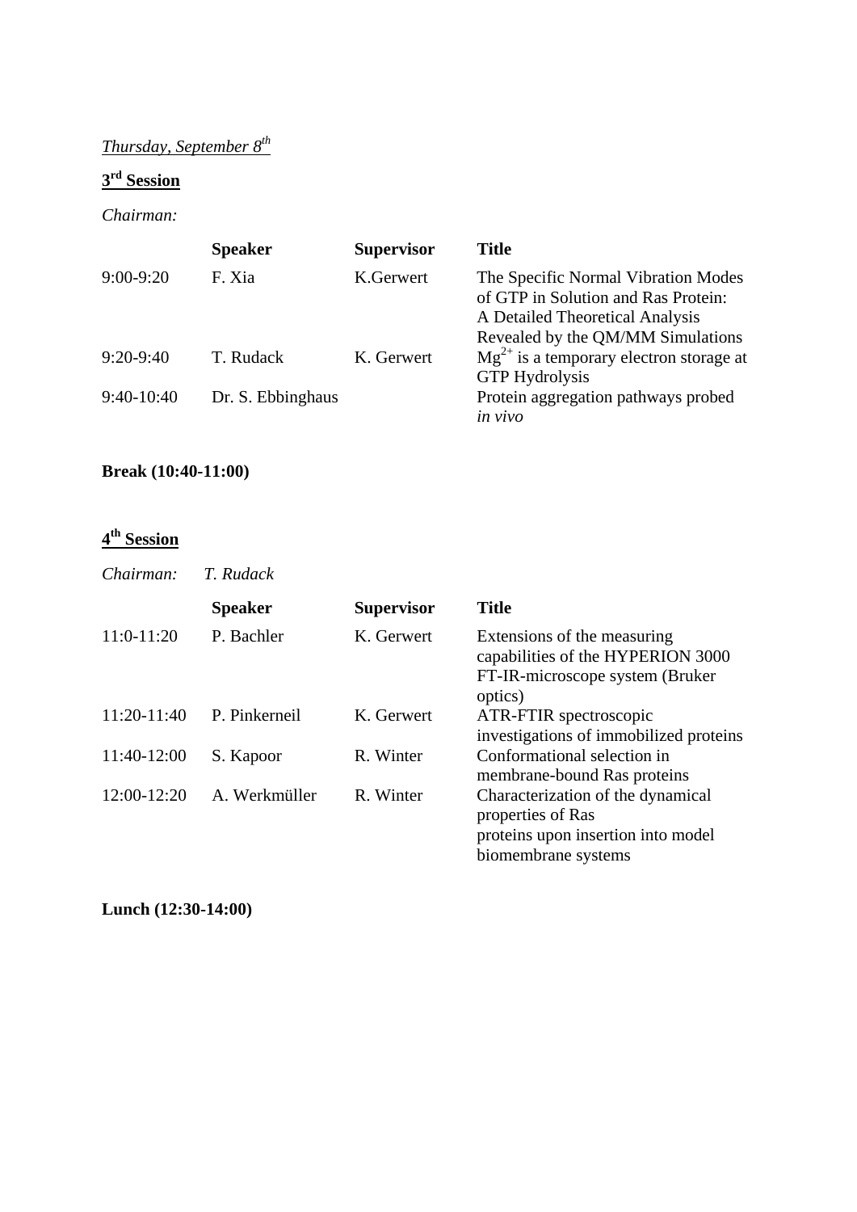*Thursday, September 8th*

## 3rd Session

*Chairman:*

| | Speaker | Supervisor | Title |
|---|---|---|---|
| 9:00-9:20 | F. Xia | K.Gerwert | The Specific Normal Vibration Modes of GTP in Solution and Ras Protein: A Detailed Theoretical Analysis Revealed by the QM/MM Simulations |
| 9:20-9:40 | T. Rudack | K. Gerwert | $Mg^{2+}$ is a temporary electron storage at GTP Hydrolysis |
| 9:40-10:40 | Dr. S. Ebbinghaus | | Protein aggregation pathways probed *in vivo* |

**Break (10:40-11:00)**

## 4th Session

*Chairman: T. Rudack*

| | Speaker | Supervisor | Title |
|---|---|---|---|
| 11:0-11:20 | P. Bachler | K. Gerwert | Extensions of the measuring capabilities of the HYPERION 3000 FT-IR-microscope system (Bruker optics) |
| 11:20-11:40 | P. Pinkerneil | K. Gerwert | ATR-FTIR spectroscopic investigations of immobilized proteins |
| 11:40-12:00 | S. Kapoor | R. Winter | Conformational selection in membrane-bound Ras proteins |
| 12:00-12:20 | A. Werkmüller | R. Winter | Characterization of the dynamical properties of Ras proteins upon insertion into model biomembrane systems |

**Lunch (12:30-14:00)**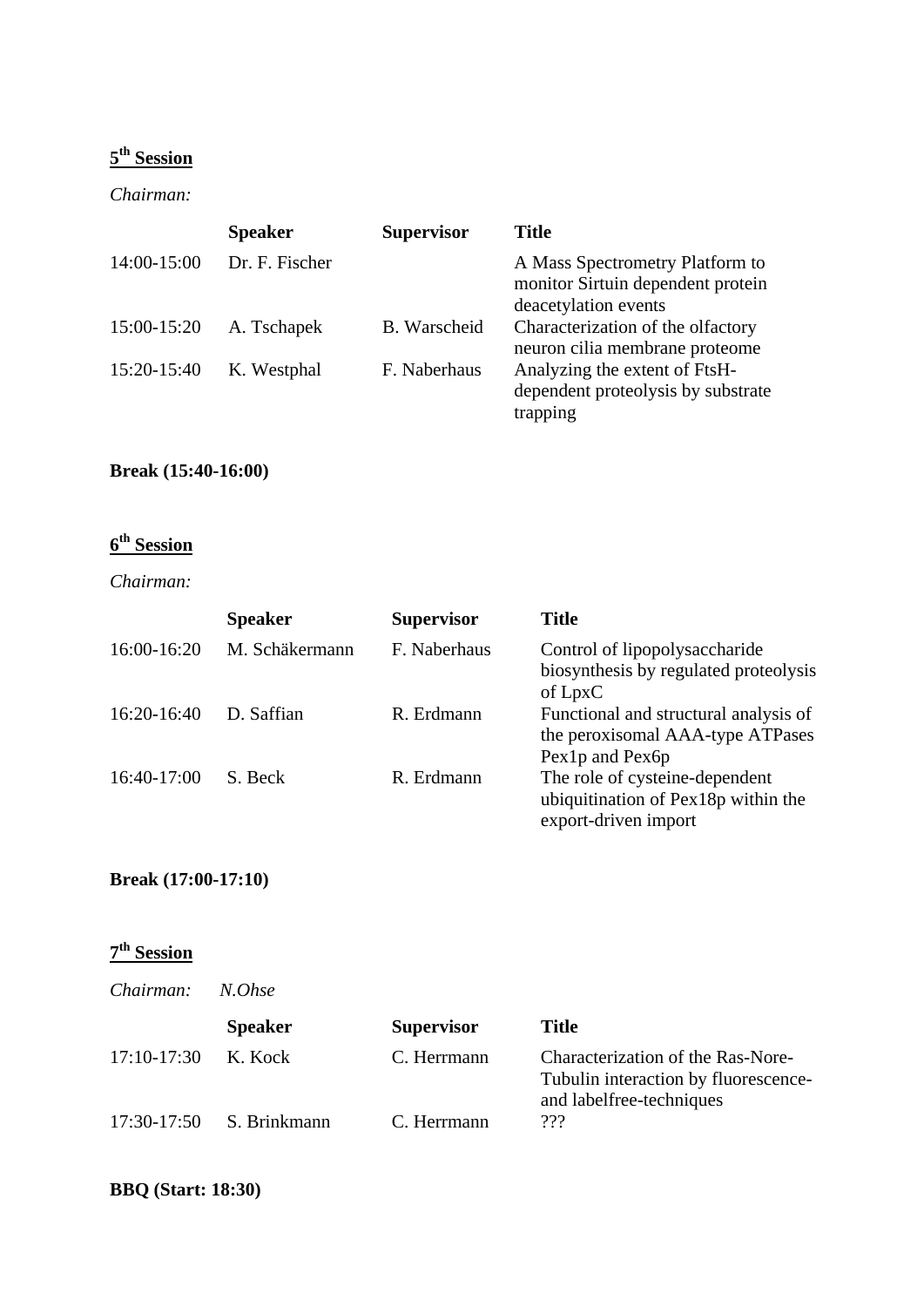## 5th Session

*Chairman:*

| | Speaker | Supervisor | Title |
|---|---|---|---|
| 14:00-15:00 | Dr. F. Fischer | | A Mass Spectrometry Platform to monitor Sirtuin dependent protein deacetylation events |
| 15:00-15:20 | A. Tschapek | B. Warscheid | Characterization of the olfactory neuron cilia membrane proteome |
| 15:20-15:40 | K. Westphal | F. Naberhaus | Analyzing the extent of FtsH-dependent proteolysis by substrate trapping |

**Break (15:40-16:00)**

## 6th Session

*Chairman:*

| | Speaker | Supervisor | Title |
|---|---|---|---|
| 16:00-16:20 | M. Schäkermann | F. Naberhaus | Control of lipopolysaccharide biosynthesis by regulated proteolysis of LpxC |
| 16:20-16:40 | D. Saffian | R. Erdmann | Functional and structural analysis of the peroxisomal AAA-type ATPases Pex1p and Pex6p |
| 16:40-17:00 | S. Beck | R. Erdmann | The role of cysteine-dependent ubiquitination of Pex18p within the export-driven import |

**Break (17:00-17:10)**

## 7th Session

*Chairman:* *N.Ohse*

| | Speaker | Supervisor | Title |
|---|---|---|---|
| 17:10-17:30 | K. Kock | C. Herrmann | Characterization of the Ras-Nore-Tubulin interaction by fluorescence- and labelfree-techniques |
| 17:30-17:50 | S. Brinkmann | C. Herrmann | ??? |

**BBQ (Start: 18:30)**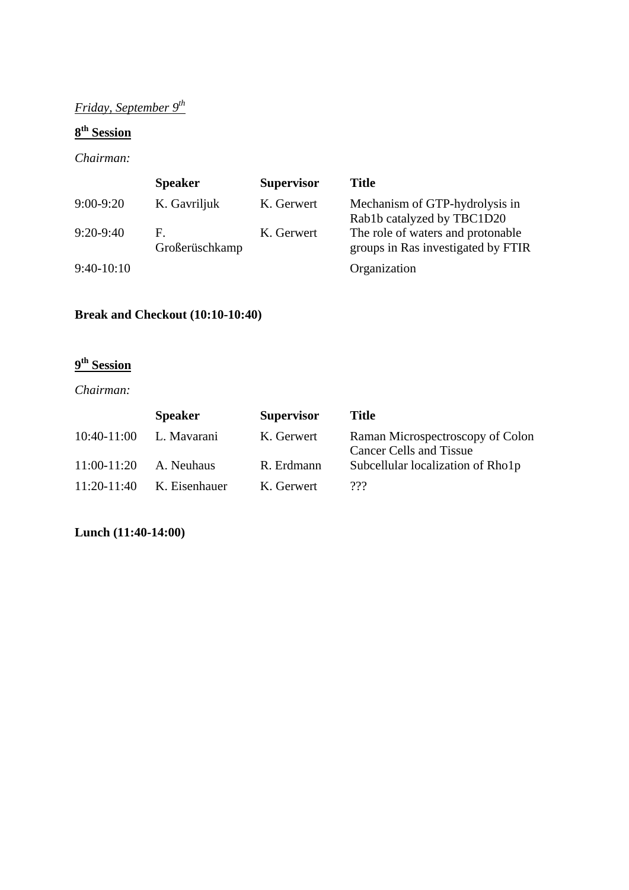*Friday, September 9th*

**8th Session**

*Chairman:*

| | Speaker | Supervisor | Title |
|---|---|---|---|
| 9:00-9:20 | K. Gavriljuk | K. Gerwert | Mechanism of GTP-hydrolysis in Rab1b catalyzed by TBC1D20 |
| 9:20-9:40 | F. Großerüschkamp | K. Gerwert | The role of waters and protonable groups in Ras investigated by FTIR |
| 9:40-10:10 | | | Organization |

**Break and Checkout (10:10-10:40)**

**9th Session**

*Chairman:*

| | Speaker | Supervisor | Title |
|---|---|---|---|
| 10:40-11:00 | L. Mavarani | K. Gerwert | Raman Microspectroscopy of Colon Cancer Cells and Tissue |
| 11:00-11:20 | A. Neuhaus | R. Erdmann | Subcellular localization of Rho1p |
| 11:20-11:40 | K. Eisenhauer | K. Gerwert | ??? |

**Lunch (11:40-14:00)**